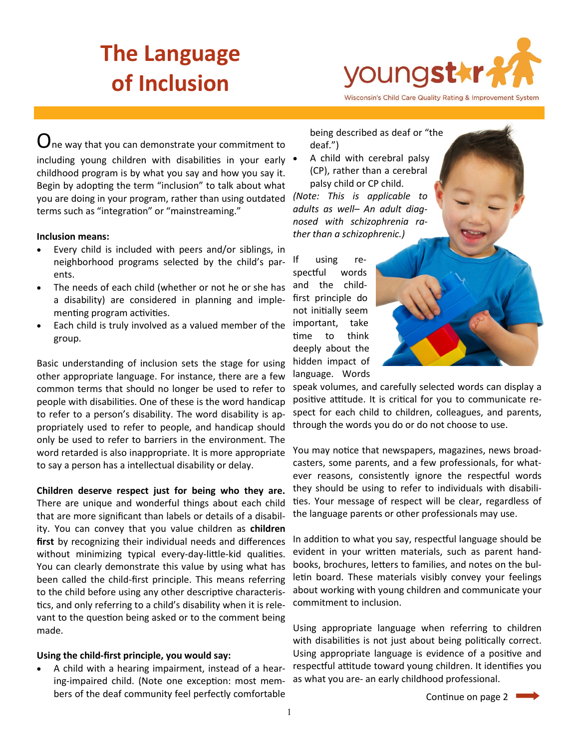# The Language of Inclusion

youngstar — Wisconsin's Child Care Quality Rating & Improvement System

One way that you can demonstrate your commitment to including young children with disabilities in your early childhood program is by what you say and how you say it. Begin by adopting the term "inclusion" to talk about what you are doing in your program, rather than using outdated terms such as "integration" or "mainstreaming."

**Inclusion means:**

- Every child is included with peers and/or siblings, in neighborhood programs selected by the child's parents.
- The needs of each child (whether or not he or she has a disability) are considered in planning and implementing program activities.
- Each child is truly involved as a valued member of the group.

Basic understanding of inclusion sets the stage for using other appropriate language. For instance, there are a few common terms that should no longer be used to refer to people with disabilities. One of these is the word handicap to refer to a person's disability. The word disability is appropriately used to refer to people, and handicap should only be used to refer to barriers in the environment. The word retarded is also inappropriate. It is more appropriate to say a person has a intellectual disability or delay.

**Children deserve respect just for being who they are.** There are unique and wonderful things about each child that are more significant than labels or details of a disability. You can convey that you value children as **children first** by recognizing their individual needs and differences without minimizing typical every-day-little-kid qualities. You can clearly demonstrate this value by using what has been called the child-first principle. This means referring to the child before using any other descriptive characteristics, and only referring to a child's disability when it is relevant to the question being asked or to the comment being made.

**Using the child-first principle, you would say:**

- A child with a hearing impairment, instead of a hearing-impaired child. (Note one exception: most members of the deaf community feel perfectly comfortable being described as deaf or "the deaf.")
- A child with cerebral palsy (CP), rather than a cerebral palsy child or CP child.

*(Note: This is applicable to adults as well– An adult diagnosed with schizophrenia rather than a schizophrenic.)*

If using respectful words and the child-first principle do not initially seem important, take time to think deeply about the hidden impact of language. Words speak volumes, and carefully selected words can display a positive attitude. It is critical for you to communicate respect for each child to children, colleagues, and parents, through the words you do or do not choose to use.

You may notice that newspapers, magazines, news broadcasters, some parents, and a few professionals, for whatever reasons, consistently ignore the respectful words they should be using to refer to individuals with disabilities. Your message of respect will be clear, regardless of the language parents or other professionals may use.

In addition to what you say, respectful language should be evident in your written materials, such as parent handbooks, brochures, letters to families, and notes on the bulletin board. These materials visibly convey your feelings about working with young children and communicate your commitment to inclusion.

Using appropriate language when referring to children with disabilities is not just about being politically correct. Using appropriate language is evidence of a positive and respectful attitude toward young children. It identifies you as what you are- an early childhood professional.

Continue on page 2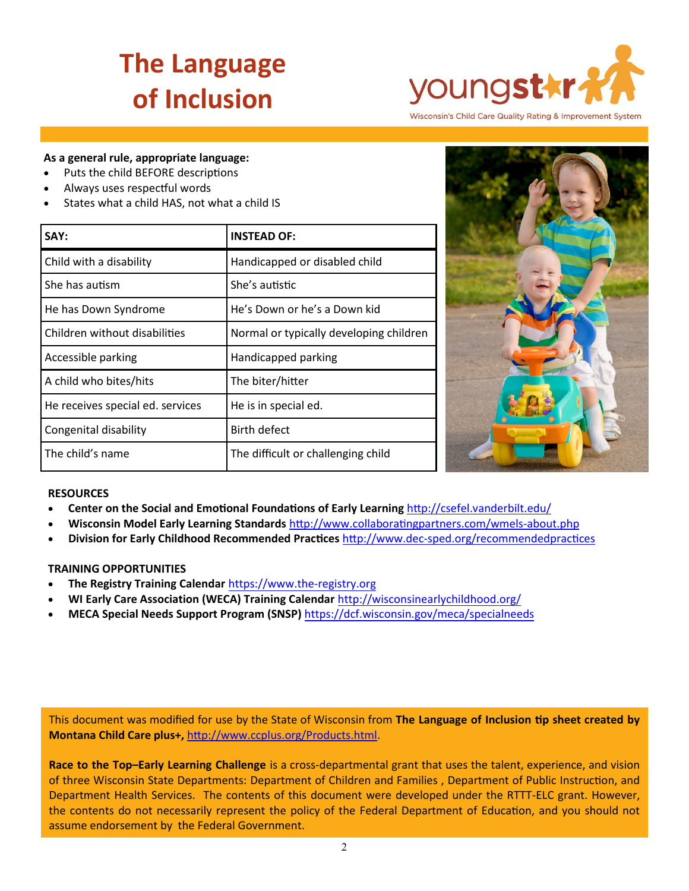# The Language of Inclusion

youngstar
Wisconsin's Child Care Quality Rating & Improvement System

**As a general rule, appropriate language:**

- Puts the child BEFORE descriptions
- Always uses respectful words
- States what a child HAS, not what a child IS

| SAY: | INSTEAD OF: |
|---|---|
| Child with a disability | Handicapped or disabled child |
| She has autism | She's autistic |
| He has Down Syndrome | He's Down or he's a Down kid |
| Children without disabilities | Normal or typically developing children |
| Accessible parking | Handicapped parking |
| A child who bites/hits | The biter/hitter |
| He receives special ed. services | He is in special ed. |
| Congenital disability | Birth defect |
| The child's name | The difficult or challenging child |

**RESOURCES**

- **Center on the Social and Emotional Foundations of Early Learning** http://csefel.vanderbilt.edu/
- **Wisconsin Model Early Learning Standards** http://www.collaboratingpartners.com/wmels-about.php
- **Division for Early Childhood Recommended Practices** http://www.dec-sped.org/recommendedpractices

**TRAINING OPPORTUNITIES**

- **The Registry Training Calendar** https://www.the-registry.org
- **WI Early Care Association (WECA) Training Calendar** http://wisconsinearlychildhood.org/
- **MECA Special Needs Support Program (SNSP)** https://dcf.wisconsin.gov/meca/specialneeds

This document was modified for use by the State of Wisconsin from **The Language of Inclusion tip sheet created by Montana Child Care plus+,** http://www.ccplus.org/Products.html.

**Race to the Top–Early Learning Challenge** is a cross-departmental grant that uses the talent, experience, and vision of three Wisconsin State Departments: Department of Children and Families , Department of Public Instruction, and Department Health Services. The contents of this document were developed under the RTTT-ELC grant. However, the contents do not necessarily represent the policy of the Federal Department of Education, and you should not assume endorsement by the Federal Government.